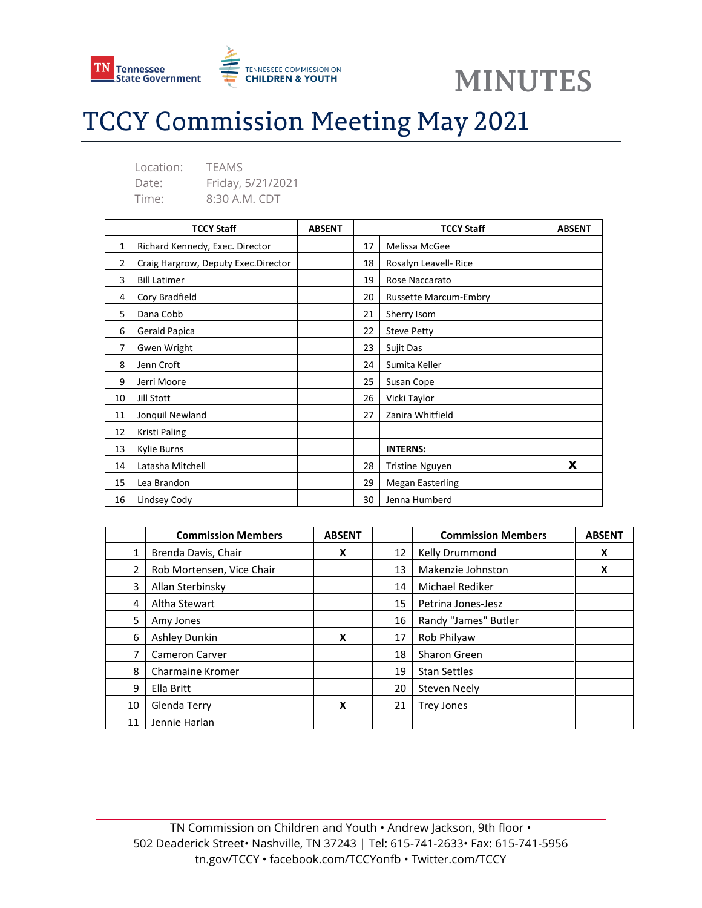Tennessee State Government | TENNESSEE COMMISSION ON CHILDREN & YOUTH

**MINUTES**

# TCCY Commission Meeting May 2021

Location: TEAMS
Date: Friday, 5/21/2021
Time: 8:30 A.M. CDT

| | TCCY Staff | ABSENT | | TCCY Staff | ABSENT |
|---|---|---|---|---|---|
| 1 | Richard Kennedy, Exec. Director | | 17 | Melissa McGee | |
| 2 | Craig Hargrow, Deputy Exec.Director | | 18 | Rosalyn Leavell- Rice | |
| 3 | Bill Latimer | | 19 | Rose Naccarato | |
| 4 | Cory Bradfield | | 20 | Russette Marcum-Embry | |
| 5 | Dana Cobb | | 21 | Sherry Isom | |
| 6 | Gerald Papica | | 22 | Steve Petty | |
| 7 | Gwen Wright | | 23 | Sujit Das | |
| 8 | Jenn Croft | | 24 | Sumita Keller | |
| 9 | Jerri Moore | | 25 | Susan Cope | |
| 10 | Jill Stott | | 26 | Vicki Taylor | |
| 11 | Jonquil Newland | | 27 | Zanira Whitfield | |
| 12 | Kristi Paling | | | | |
| 13 | Kylie Burns | | | **INTERNS:** | |
| 14 | Latasha Mitchell | | 28 | Tristine Nguyen | X |
| 15 | Lea Brandon | | 29 | Megan Easterling | |
| 16 | Lindsey Cody | | 30 | Jenna Humberd | |

| | Commission Members | ABSENT | | Commission Members | ABSENT |
|---|---|---|---|---|---|
| 1 | Brenda Davis, Chair | X | 12 | Kelly Drummond | X |
| 2 | Rob Mortensen, Vice Chair | | 13 | Makenzie Johnston | X |
| 3 | Allan Sterbinsky | | 14 | Michael Rediker | |
| 4 | Altha Stewart | | 15 | Petrina Jones-Jesz | |
| 5 | Amy Jones | | 16 | Randy "James" Butler | |
| 6 | Ashley Dunkin | X | 17 | Rob Philyaw | |
| 7 | Cameron Carver | | 18 | Sharon Green | |
| 8 | Charmaine Kromer | | 19 | Stan Settles | |
| 9 | Ella Britt | | 20 | Steven Neely | |
| 10 | Glenda Terry | X | 21 | Trey Jones | |
| 11 | Jennie Harlan | | | | |

TN Commission on Children and Youth • Andrew Jackson, 9th floor •
502 Deaderick Street• Nashville, TN 37243 | Tel: 615-741-2633• Fax: 615-741-5956
tn.gov/TCCY • facebook.com/TCCYonfb • Twitter.com/TCCY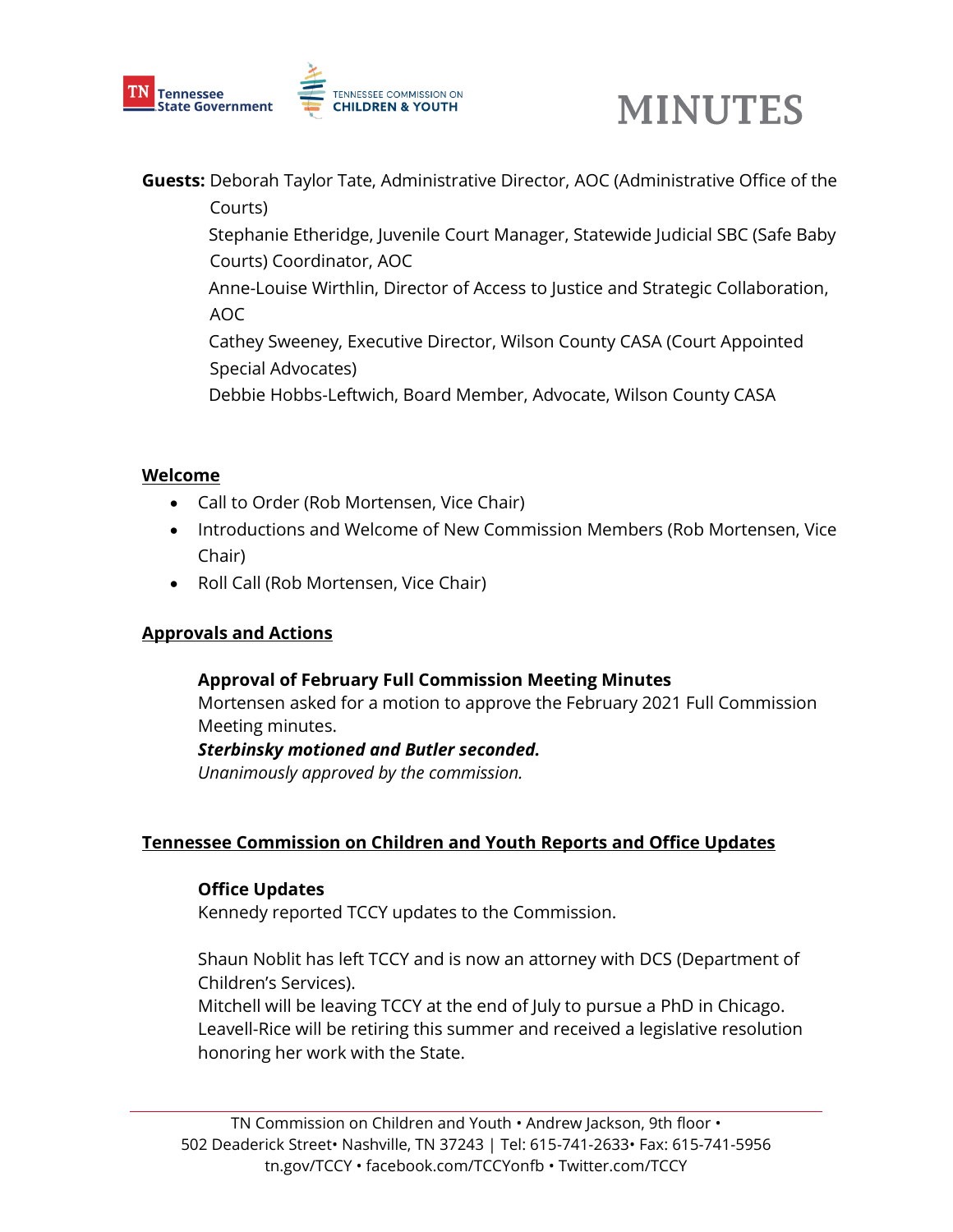**Guests:** Deborah Taylor Tate, Administrative Director, AOC (Administrative Office of the Courts)
Stephanie Etheridge, Juvenile Court Manager, Statewide Judicial SBC (Safe Baby Courts) Coordinator, AOC
Anne-Louise Wirthlin, Director of Access to Justice and Strategic Collaboration, AOC
Cathey Sweeney, Executive Director, Wilson County CASA (Court Appointed Special Advocates)
Debbie Hobbs-Leftwich, Board Member, Advocate, Wilson County CASA

## Welcome

- Call to Order (Rob Mortensen, Vice Chair)
- Introductions and Welcome of New Commission Members (Rob Mortensen, Vice Chair)
- Roll Call (Rob Mortensen, Vice Chair)

## Approvals and Actions

**Approval of February Full Commission Meeting Minutes**
Mortensen asked for a motion to approve the February 2021 Full Commission Meeting minutes.
***Sterbinsky motioned and Butler seconded.***
*Unanimously approved by the commission.*

## Tennessee Commission on Children and Youth Reports and Office Updates

**Office Updates**
Kennedy reported TCCY updates to the Commission.

Shaun Noblit has left TCCY and is now an attorney with DCS (Department of Children's Services).
Mitchell will be leaving TCCY at the end of July to pursue a PhD in Chicago.
Leavell-Rice will be retiring this summer and received a legislative resolution honoring her work with the State.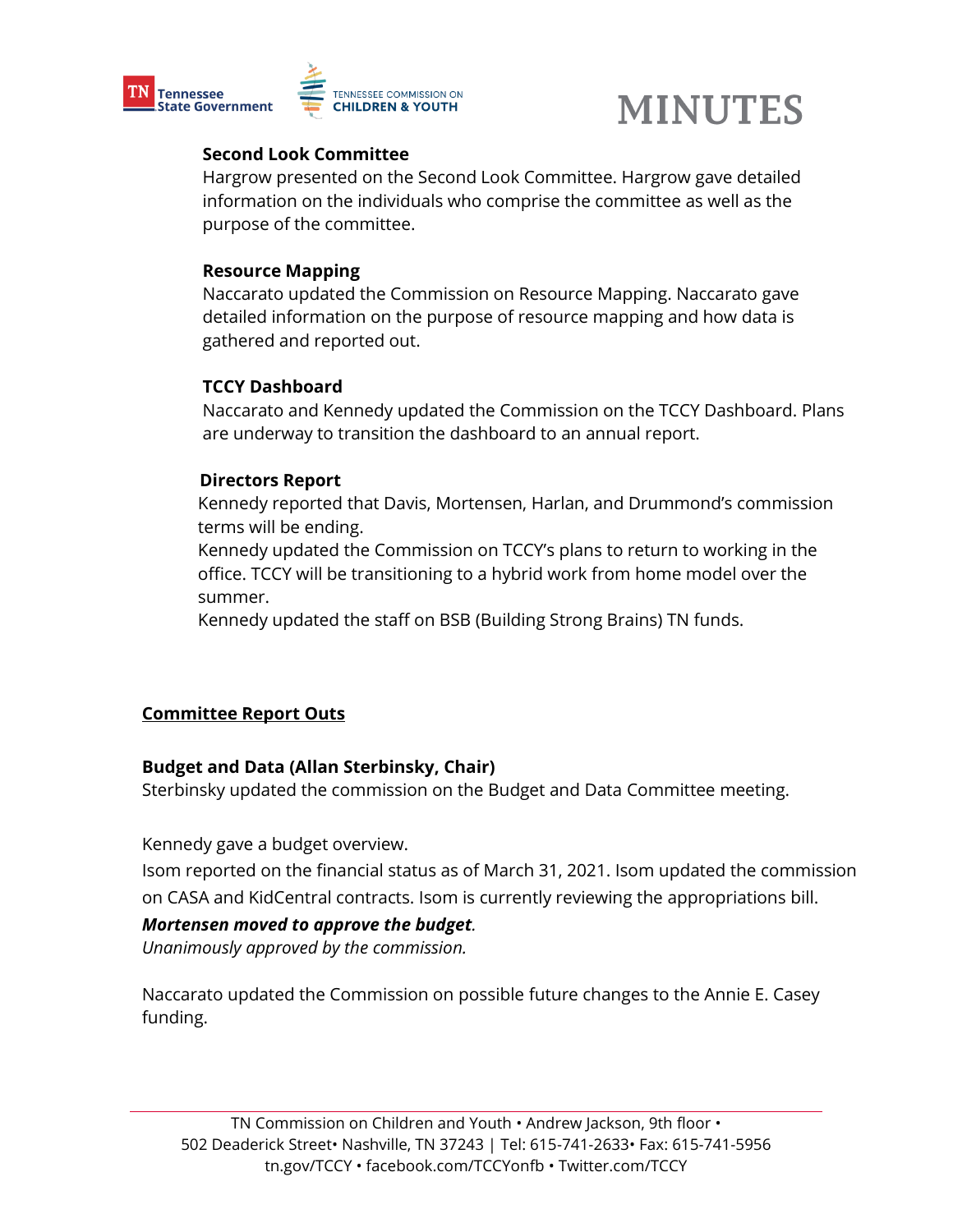### Second Look Committee

Hargrow presented on the Second Look Committee. Hargrow gave detailed information on the individuals who comprise the committee as well as the purpose of the committee.

### Resource Mapping

Naccarato updated the Commission on Resource Mapping. Naccarato gave detailed information on the purpose of resource mapping and how data is gathered and reported out.

### TCCY Dashboard

Naccarato and Kennedy updated the Commission on the TCCY Dashboard. Plans are underway to transition the dashboard to an annual report.

### Directors Report

Kennedy reported that Davis, Mortensen, Harlan, and Drummond's commission terms will be ending.

Kennedy updated the Commission on TCCY's plans to return to working in the office. TCCY will be transitioning to a hybrid work from home model over the summer.

Kennedy updated the staff on BSB (Building Strong Brains) TN funds.

## Committee Report Outs

### Budget and Data (Allan Sterbinsky, Chair)

Sterbinsky updated the commission on the Budget and Data Committee meeting.

Kennedy gave a budget overview.

Isom reported on the financial status as of March 31, 2021. Isom updated the commission on CASA and KidCentral contracts. Isom is currently reviewing the appropriations bill.

***Mortensen moved to approve the budget.***

*Unanimously approved by the commission.*

Naccarato updated the Commission on possible future changes to the Annie E. Casey funding.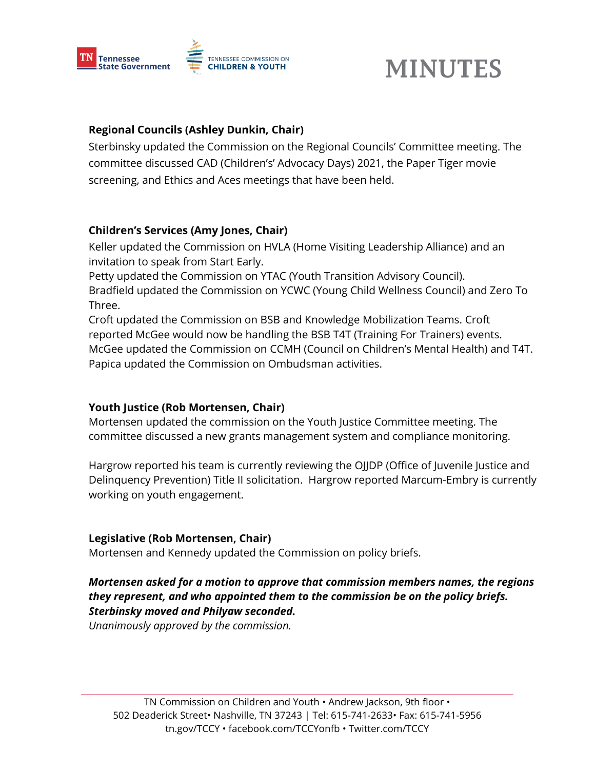**Regional Councils (Ashley Dunkin, Chair)**

Sterbinsky updated the Commission on the Regional Councils' Committee meeting. The committee discussed CAD (Children's' Advocacy Days) 2021, the Paper Tiger movie screening, and Ethics and Aces meetings that have been held.

**Children's Services (Amy Jones, Chair)**

Keller updated the Commission on HVLA (Home Visiting Leadership Alliance) and an invitation to speak from Start Early.
Petty updated the Commission on YTAC (Youth Transition Advisory Council).
Bradfield updated the Commission on YCWC (Young Child Wellness Council) and Zero To Three.
Croft updated the Commission on BSB and Knowledge Mobilization Teams. Croft reported McGee would now be handling the BSB T4T (Training For Trainers) events.
McGee updated the Commission on CCMH (Council on Children's Mental Health) and T4T.
Papica updated the Commission on Ombudsman activities.

**Youth Justice (Rob Mortensen, Chair)**

Mortensen updated the commission on the Youth Justice Committee meeting. The committee discussed a new grants management system and compliance monitoring.

Hargrow reported his team is currently reviewing the OJJDP (Office of Juvenile Justice and Delinquency Prevention) Title II solicitation. Hargrow reported Marcum-Embry is currently working on youth engagement.

**Legislative (Rob Mortensen, Chair)**

Mortensen and Kennedy updated the Commission on policy briefs.

***Mortensen asked for a motion to approve that commission members names, the regions they represent, and who appointed them to the commission be on the policy briefs. Sterbinsky moved and Philyaw seconded.***
*Unanimously approved by the commission.*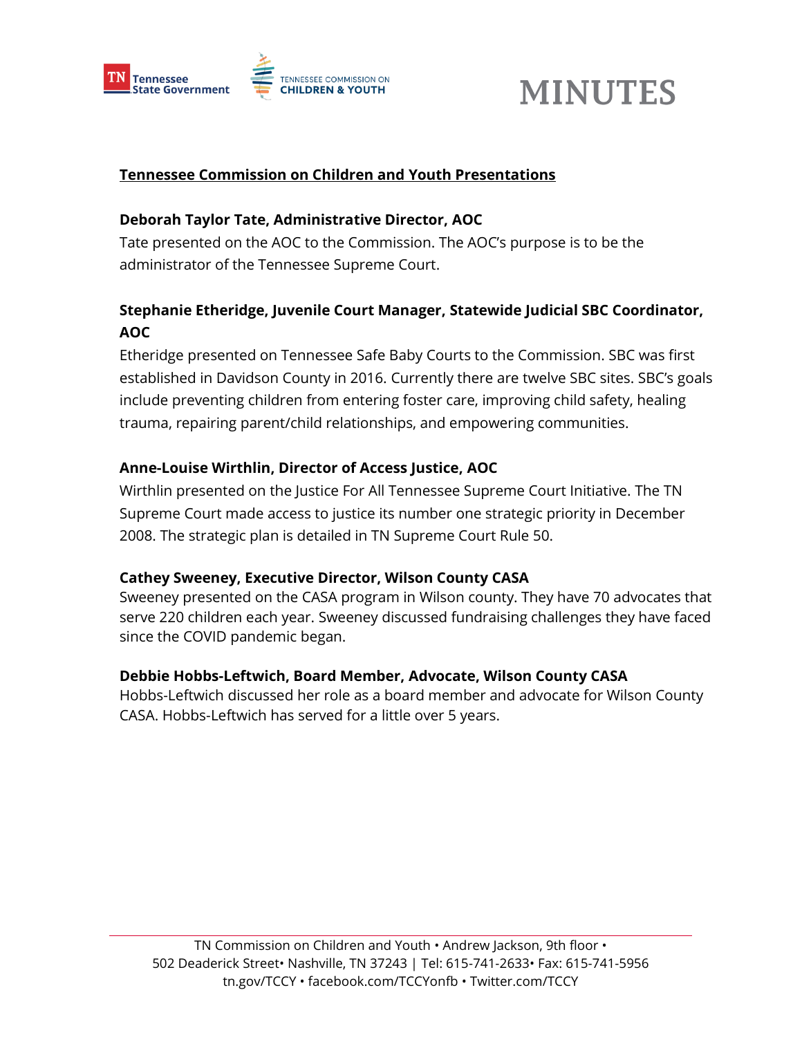**Tennessee Commission on Children and Youth Presentations**

**Deborah Taylor Tate, Administrative Director, AOC**

Tate presented on the AOC to the Commission. The AOC's purpose is to be the administrator of the Tennessee Supreme Court.

**Stephanie Etheridge, Juvenile Court Manager, Statewide Judicial SBC Coordinator, AOC**

Etheridge presented on Tennessee Safe Baby Courts to the Commission. SBC was first established in Davidson County in 2016. Currently there are twelve SBC sites. SBC's goals include preventing children from entering foster care, improving child safety, healing trauma, repairing parent/child relationships, and empowering communities.

**Anne-Louise Wirthlin, Director of Access Justice, AOC**

Wirthlin presented on the Justice For All Tennessee Supreme Court Initiative. The TN Supreme Court made access to justice its number one strategic priority in December 2008. The strategic plan is detailed in TN Supreme Court Rule 50.

**Cathey Sweeney, Executive Director, Wilson County CASA**

Sweeney presented on the CASA program in Wilson county. They have 70 advocates that serve 220 children each year. Sweeney discussed fundraising challenges they have faced since the COVID pandemic began.

**Debbie Hobbs-Leftwich, Board Member, Advocate, Wilson County CASA**

Hobbs-Leftwich discussed her role as a board member and advocate for Wilson County CASA. Hobbs-Leftwich has served for a little over 5 years.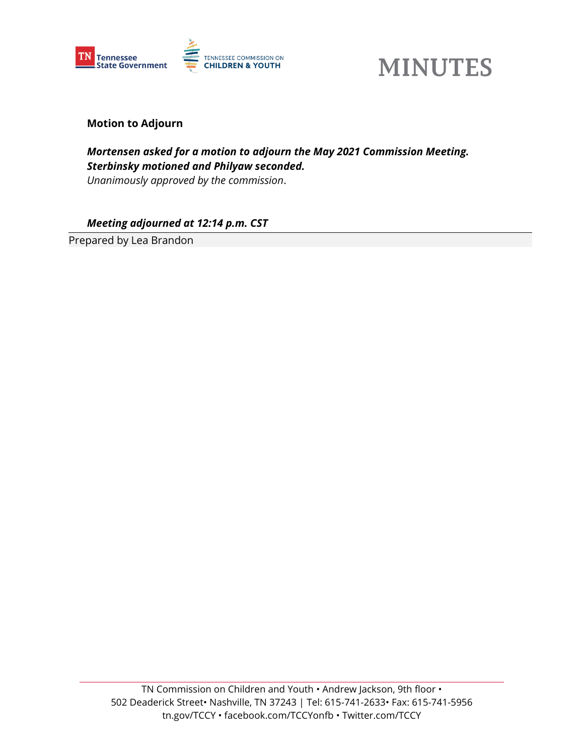**Motion to Adjourn**

***Mortensen asked for a motion to adjourn the May 2021 Commission Meeting. Sterbinsky motioned and Philyaw seconded.***
*Unanimously approved by the commission*.

***Meeting adjourned at 12:14 p.m. CST***

Prepared by Lea Brandon